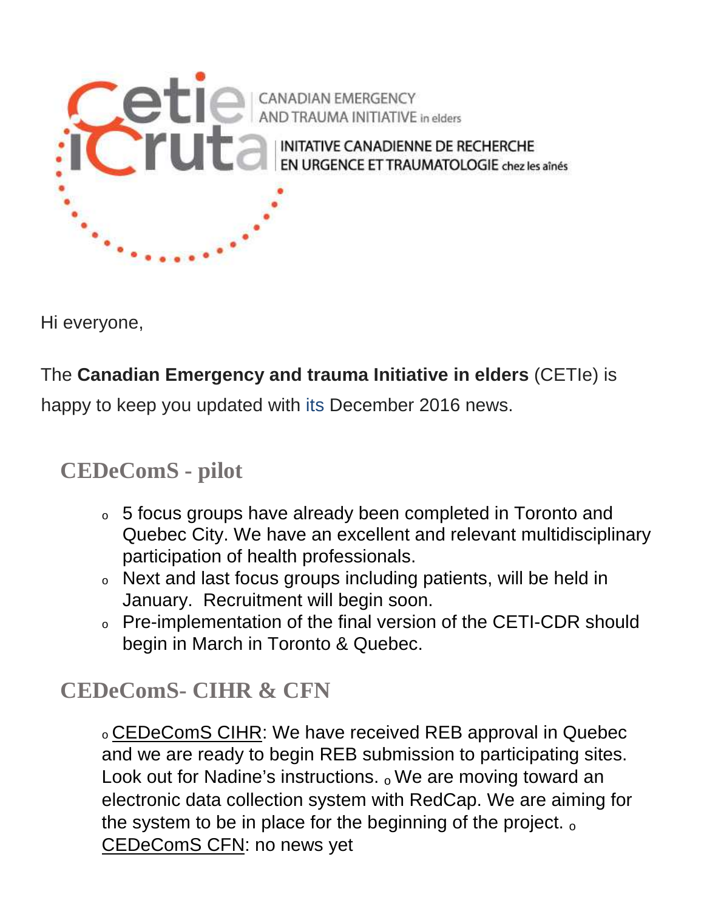CANADIAN EMERGENCY AND TRAUMA INITIATIVE in elders

INITATIVE CANADIENNE DE RECHERCHE EN URGENCE ET TRAUMATOLOGIE chez les aînés

Hi everyone,

The **Canadian Emergency and trauma Initiative in elders** (CETIe) is happy to keep you updated with its December 2016 news.

## CEDeComS - pilot

- 5 focus groups have already been completed in Toronto and Quebec City. We have an excellent and relevant multidisciplinary participation of health professionals.
- Next and last focus groups including patients, will be held in January. Recruitment will begin soon.
- Pre-implementation of the final version of the CETI-CDR should begin in March in Toronto & Quebec.

## CEDeComS- CIHR & CFN

- CEDeComS CIHR: We have received REB approval in Quebec and we are ready to begin REB submission to participating sites. Look out for Nadine's instructions.
- We are moving toward an electronic data collection system with RedCap. We are aiming for the system to be in place for the beginning of the project.
- CEDeComS CFN: no news yet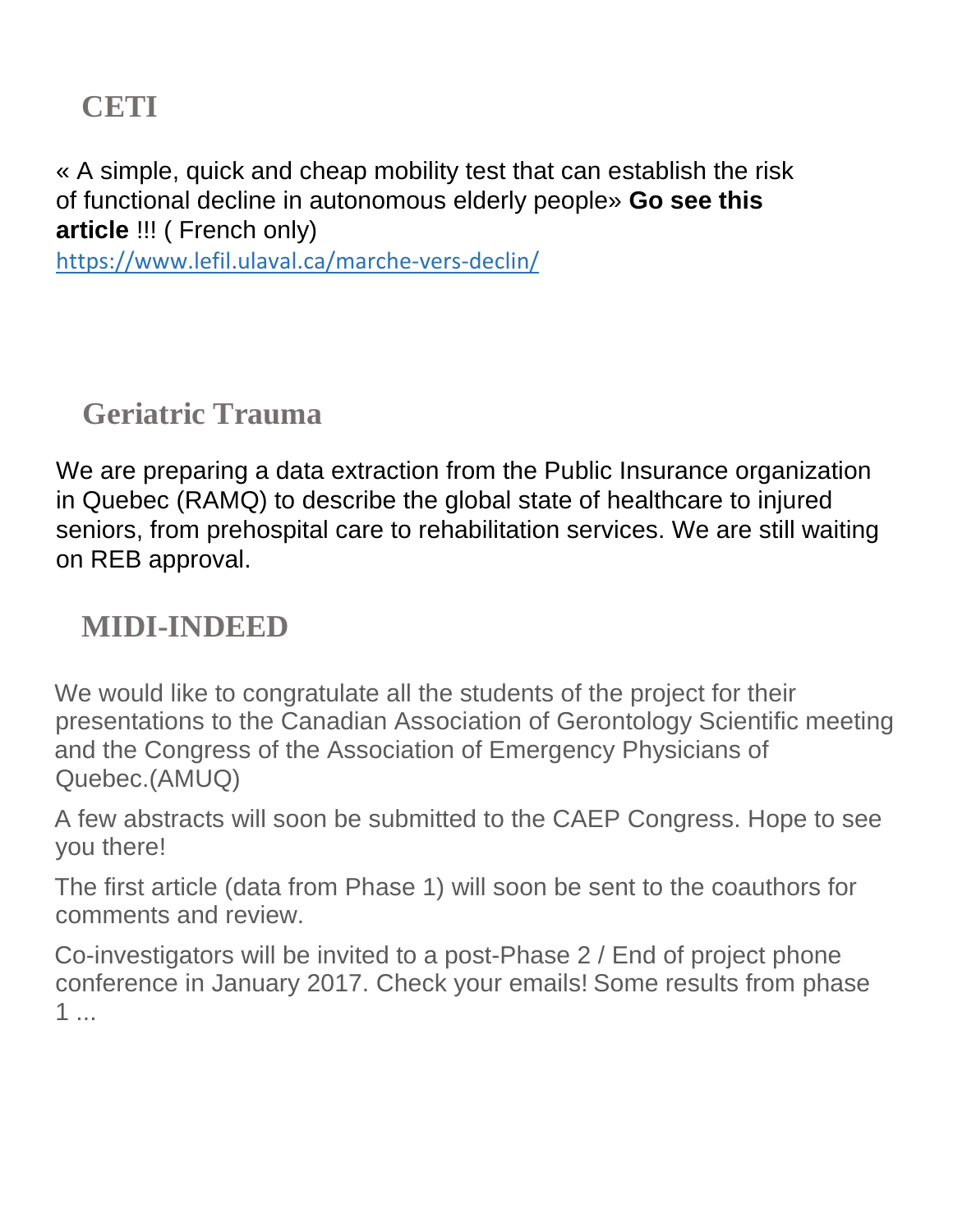## CETI

« A simple, quick and cheap mobility test that can establish the risk of functional decline in autonomous elderly people» **Go see this article** !!! ( French only)

https://www.lefil.ulaval.ca/marche-vers-declin/

## Geriatric Trauma

We are preparing a data extraction from the Public Insurance organization in Quebec (RAMQ) to describe the global state of healthcare to injured seniors, from prehospital care to rehabilitation services. We are still waiting on REB approval.

## MIDI-INDEED

We would like to congratulate all the students of the project for their presentations to the Canadian Association of Gerontology Scientific meeting and the Congress of the Association of Emergency Physicians of Quebec.(AMUQ)

A few abstracts will soon be submitted to the CAEP Congress. Hope to see you there!

The first article (data from Phase 1) will soon be sent to the coauthors for comments and review.

Co-investigators will be invited to a post-Phase 2 / End of project phone conference in January 2017. Check your emails! Some results from phase 1 ...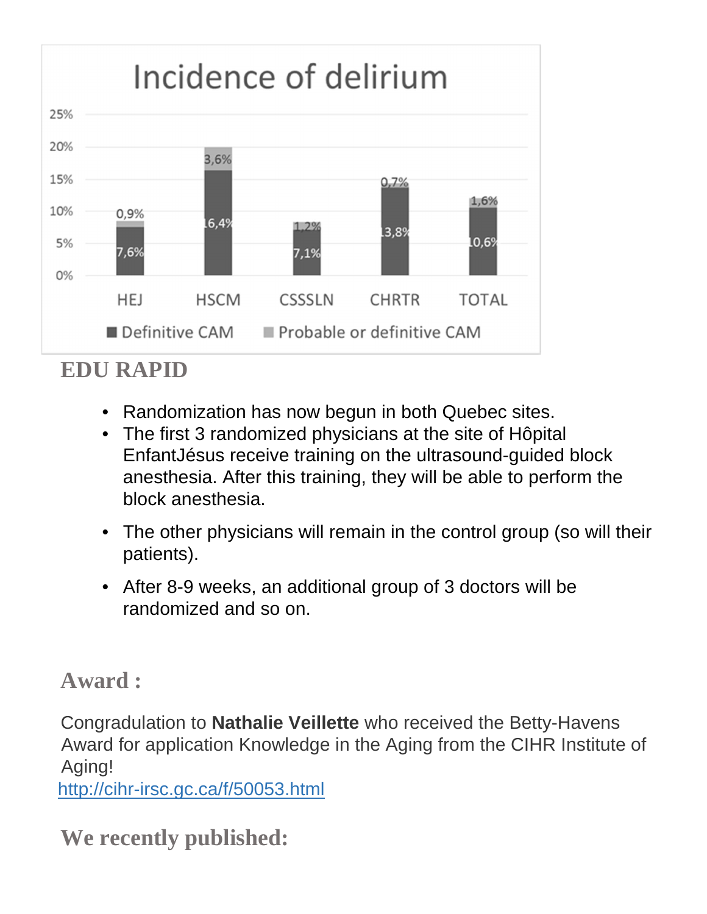Incidence of delirium

25%
20%
15%
10%
5%
0%

HEJ: 7,6% / 0,9%
HSCM: 16,4% / 3,6%
CSSSLN: 7,1% / 1,2%
CHRTR: 13,8% / 0,7%
TOTAL: 10,6% / 1,6%

Definitive CAM
Probable or definitive CAM

## EDU RAPID

- Randomization has now begun in both Quebec sites.
- The first 3 randomized physicians at the site of Hôpital EnfantJésus receive training on the ultrasound-guided block anesthesia. After this training, they will be able to perform the block anesthesia.
- The other physicians will remain in the control group (so will their patients).
- After 8-9 weeks, an additional group of 3 doctors will be randomized and so on.

## Award :

Congradulation to **Nathalie Veillette** who received the Betty-Havens Award for application Knowledge in the Aging from the CIHR Institute of Aging!
http://cihr-irsc.gc.ca/f/50053.html

## We recently published: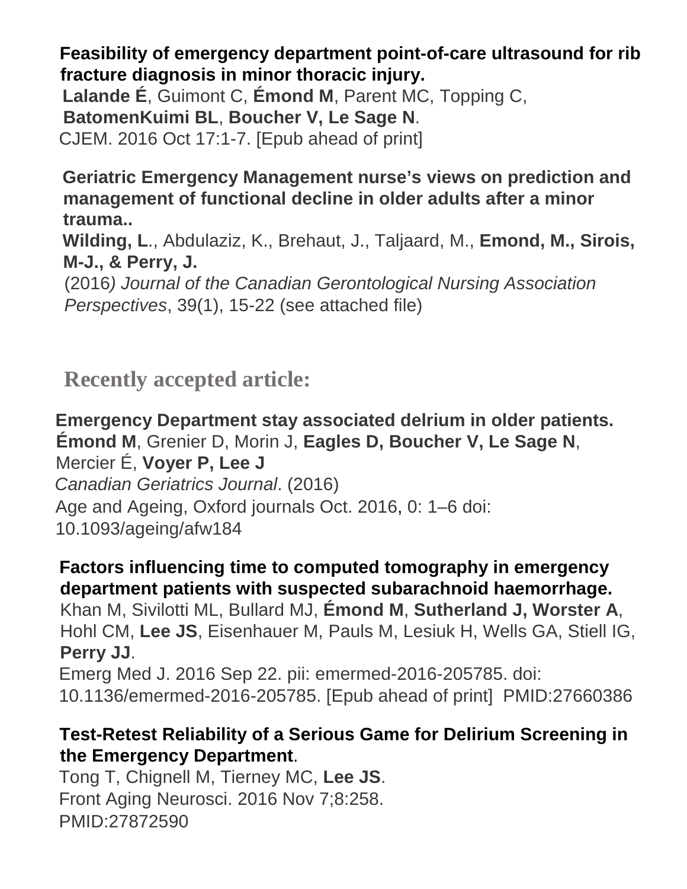**Feasibility of emergency department point-of-care ultrasound for rib fracture diagnosis in minor thoracic injury.**
**Lalande É**, Guimont C, **Émond M**, Parent MC, Topping C, **BatomenKuimi BL**, **Boucher V, Le Sage N**.
CJEM. 2016 Oct 17:1-7. [Epub ahead of print]

**Geriatric Emergency Management nurse's views on prediction and management of functional decline in older adults after a minor trauma..**
**Wilding, L**., Abdulaziz, K., Brehaut, J., Taljaard, M., **Emond, M., Sirois, M-J., & Perry, J.**
(2016*) Journal of the Canadian Gerontological Nursing Association Perspectives*, 39(1), 15-22 (see attached file)

## Recently accepted article:

**Emergency Department stay associated delrium in older patients.**
**Émond M**, Grenier D, Morin J, **Eagles D, Boucher V, Le Sage N**, Mercier É, **Voyer P, Lee J**
*Canadian Geriatrics Journal*. (2016)
Age and Ageing, Oxford journals Oct. 2016, 0: 1–6 doi: 10.1093/ageing/afw184

**Factors influencing time to computed tomography in emergency department patients with suspected subarachnoid haemorrhage.**
Khan M, Sivilotti ML, Bullard MJ, **Émond M**, **Sutherland J, Worster A**, Hohl CM, **Lee JS**, Eisenhauer M, Pauls M, Lesiuk H, Wells GA, Stiell IG, **Perry JJ**.
Emerg Med J. 2016 Sep 22. pii: emermed-2016-205785. doi: 10.1136/emermed-2016-205785. [Epub ahead of print] PMID:27660386

**Test-Retest Reliability of a Serious Game for Delirium Screening in the Emergency Department**.
Tong T, Chignell M, Tierney MC, **Lee JS**.
Front Aging Neurosci. 2016 Nov 7;8:258.
PMID:27872590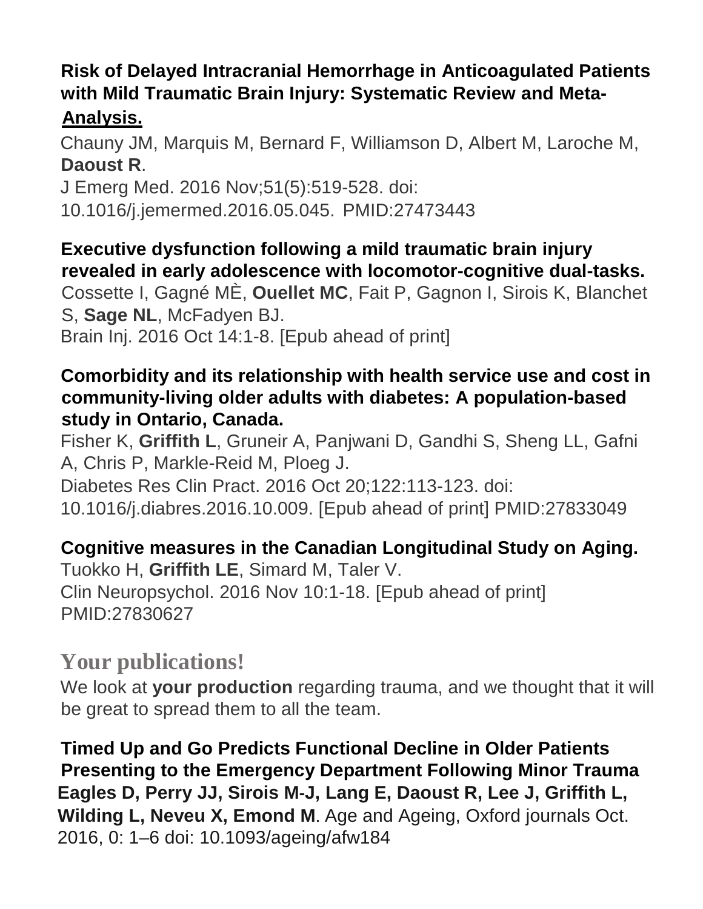**Risk of Delayed Intracranial Hemorrhage in Anticoagulated Patients with Mild Traumatic Brain Injury: Systematic Review and Meta-Analysis.**

Chauny JM, Marquis M, Bernard F, Williamson D, Albert M, Laroche M, **Daoust R**.

J Emerg Med. 2016 Nov;51(5):519-528. doi: 10.1016/j.jemermed.2016.05.045. PMID:27473443

**Executive dysfunction following a mild traumatic brain injury revealed in early adolescence with locomotor-cognitive dual-tasks.**

Cossette I, Gagné MÈ, **Ouellet MC**, Fait P, Gagnon I, Sirois K, Blanchet S, **Sage NL**, McFadyen BJ.

Brain Inj. 2016 Oct 14:1-8. [Epub ahead of print]

**Comorbidity and its relationship with health service use and cost in community-living older adults with diabetes: A population-based study in Ontario, Canada.**

Fisher K, **Griffith L**, Gruneir A, Panjwani D, Gandhi S, Sheng LL, Gafni A, Chris P, Markle-Reid M, Ploeg J.

Diabetes Res Clin Pract. 2016 Oct 20;122:113-123. doi: 10.1016/j.diabres.2016.10.009. [Epub ahead of print] PMID:27833049

**Cognitive measures in the Canadian Longitudinal Study on Aging.**

Tuokko H, **Griffith LE**, Simard M, Taler V.

Clin Neuropsychol. 2016 Nov 10:1-18. [Epub ahead of print] PMID:27830627

## Your publications!

We look at **your production** regarding trauma, and we thought that it will be great to spread them to all the team.

**Timed Up and Go Predicts Functional Decline in Older Patients Presenting to the Emergency Department Following Minor Trauma**

**Eagles D, Perry JJ, Sirois M-J, Lang E, Daoust R, Lee J, Griffith L, Wilding L, Neveu X, Emond M**. Age and Ageing, Oxford journals Oct. 2016, 0: 1–6 doi: 10.1093/ageing/afw184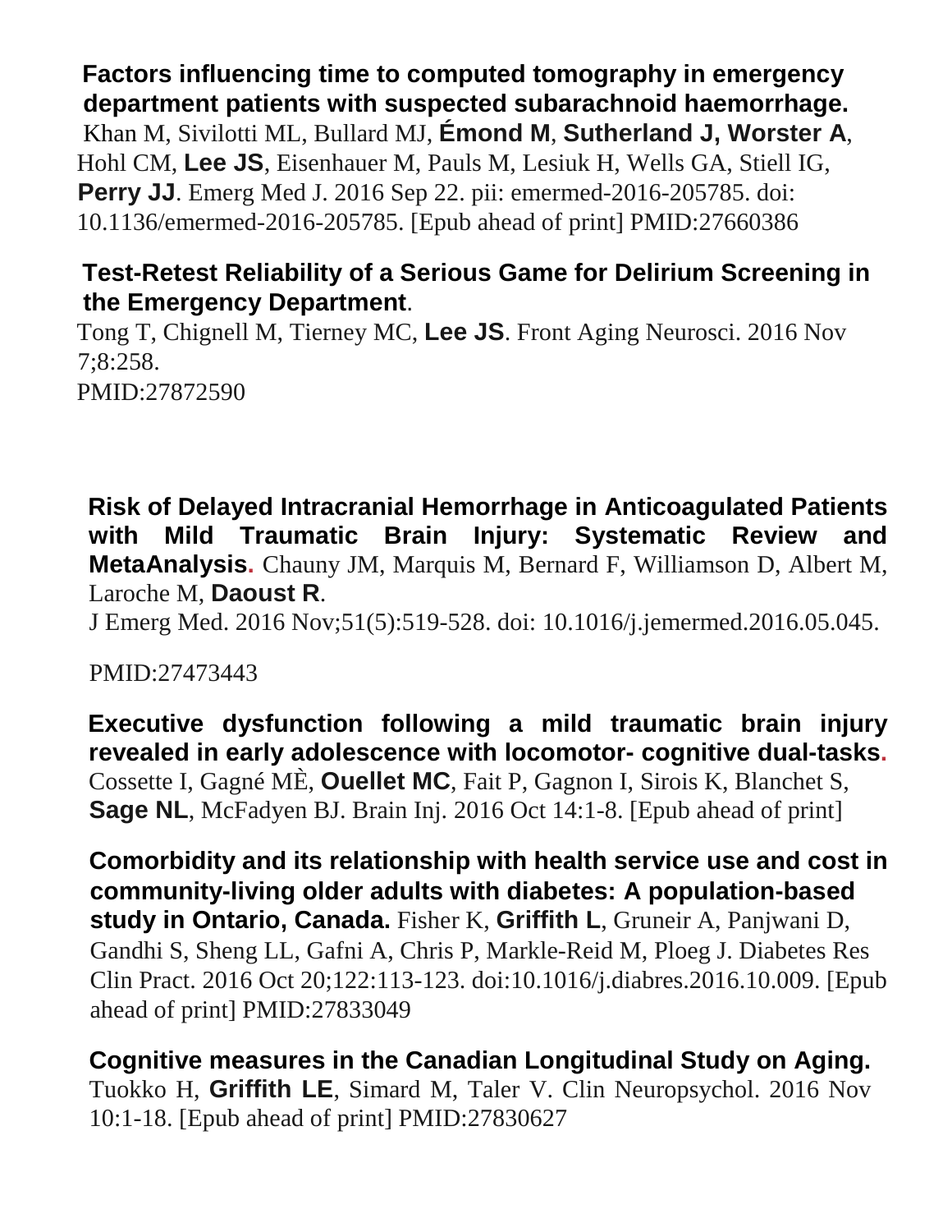**Factors influencing time to computed tomography in emergency department patients with suspected subarachnoid haemorrhage.**
Khan M, Sivilotti ML, Bullard MJ, **Émond M**, **Sutherland J, Worster A**, Hohl CM, **Lee JS**, Eisenhauer M, Pauls M, Lesiuk H, Wells GA, Stiell IG, **Perry JJ**. Emerg Med J. 2016 Sep 22. pii: emermed-2016-205785. doi: 10.1136/emermed-2016-205785. [Epub ahead of print] PMID:27660386

**Test-Retest Reliability of a Serious Game for Delirium Screening in the Emergency Department**.
Tong T, Chignell M, Tierney MC, **Lee JS**. Front Aging Neurosci. 2016 Nov 7;8:258.
PMID:27872590

**Risk of Delayed Intracranial Hemorrhage in Anticoagulated Patients with Mild Traumatic Brain Injury: Systematic Review and MetaAnalysis.** Chauny JM, Marquis M, Bernard F, Williamson D, Albert M, Laroche M, **Daoust R**.
J Emerg Med. 2016 Nov;51(5):519-528. doi: 10.1016/j.jemermed.2016.05.045.

PMID:27473443

**Executive dysfunction following a mild traumatic brain injury revealed in early adolescence with locomotor- cognitive dual-tasks.** Cossette I, Gagné MÈ, **Ouellet MC**, Fait P, Gagnon I, Sirois K, Blanchet S, **Sage NL**, McFadyen BJ. Brain Inj. 2016 Oct 14:1-8. [Epub ahead of print]

**Comorbidity and its relationship with health service use and cost in community-living older adults with diabetes: A population-based study in Ontario, Canada.** Fisher K, **Griffith L**, Gruneir A, Panjwani D, Gandhi S, Sheng LL, Gafni A, Chris P, Markle-Reid M, Ploeg J. Diabetes Res Clin Pract. 2016 Oct 20;122:113-123. doi:10.1016/j.diabres.2016.10.009. [Epub ahead of print] PMID:27833049

**Cognitive measures in the Canadian Longitudinal Study on Aging.** Tuokko H, **Griffith LE**, Simard M, Taler V. Clin Neuropsychol. 2016 Nov 10:1-18. [Epub ahead of print] PMID:27830627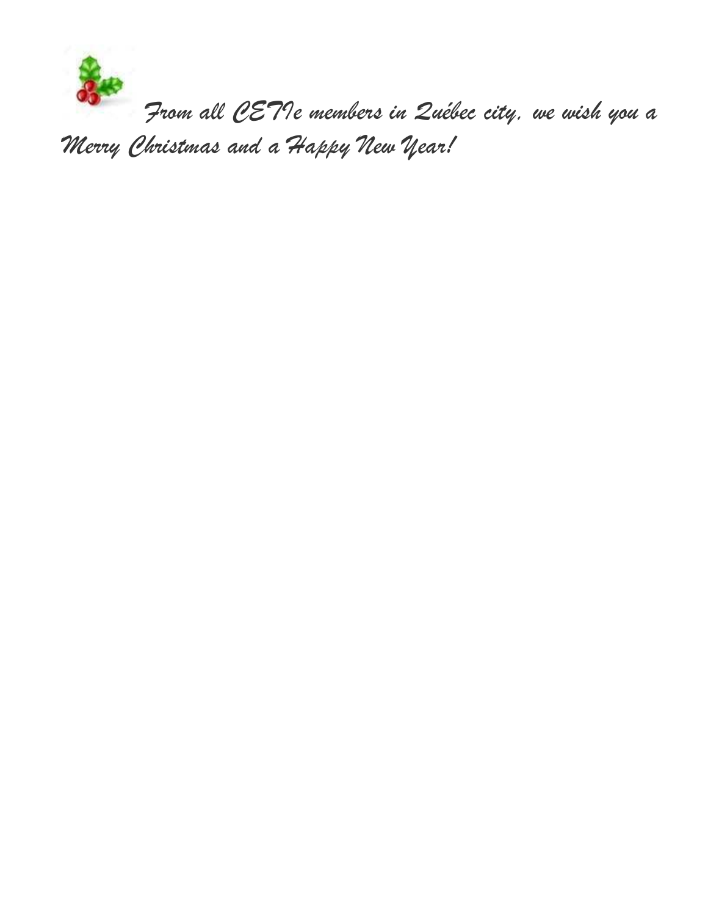*From all CETIe members in Québec city, we wish you a Merry Christmas and a Happy New Year!*